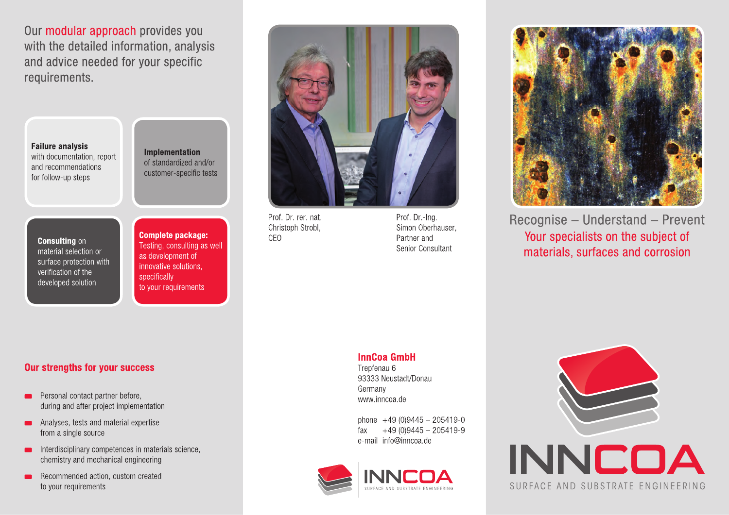Our modular approach provides you with the detailed information, analysis and advice needed for your specific requirements.

**Failure analysis** with documentation, report and recommendations for follow-up steps

**Implementation** of standardized and/or customer-specific tests

**Consulting** on material selection or surface protection with verification of the developed solution

**Complete package:** Testing, consulting as well as development of innovative solutions, specifically to your requirements

## Our strengths for your success

- Personal contact partner before, during and after project implementation
- Analyses, tests and material expertise from a single source
- Interdisciplinary competences in materials science, chemistry and mechanical engineering
- Recommended action, custom created to your requirements

Prof. Dr. rer. nat. Christoph Strobl, CEO

Prof. Dr.-Ing. Simon Oberhauser, Partner and Senior Consultant

**InnCoa GmbH**
Trepfenau 6
93333 Neustadt/Donau
Germany
www.inncoa.de

phone +49 (0)9445 – 205419-0
fax +49 (0)9445 – 205419-9
e-mail info@inncoa.de

INNCOA
SURFACE AND SUBSTRATE ENGINEERING

Recognise – Understand – Prevent

Your specialists on the subject of materials, surfaces and corrosion

INNCOA
SURFACE AND SUBSTRATE ENGINEERING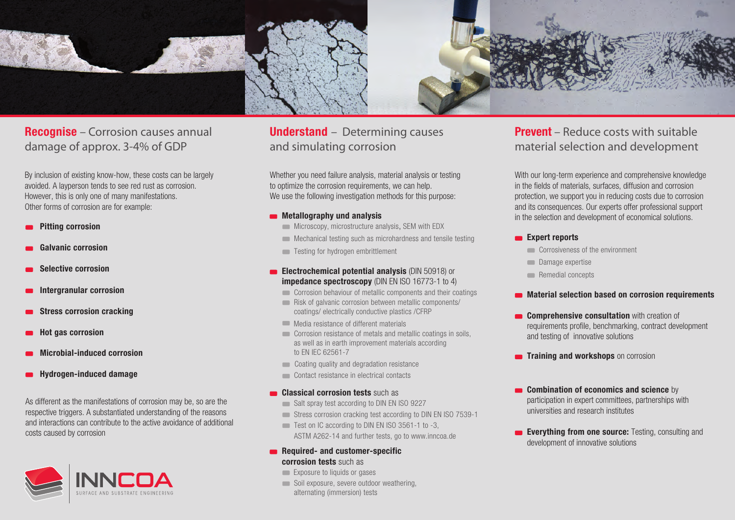## **Recognise** – Corrosion causes annual damage of approx. 3-4% of GDP

By inclusion of existing know-how, these costs can be largely avoided. A layperson tends to see red rust as corrosion. However, this is only one of many manifestations. Other forms of corrosion are for example:

- **Pitting corrosion**
- **Galvanic corrosion**
- **Selective corrosion**
- **Intergranular corrosion**
- **Stress corrosion cracking**
- **Hot gas corrosion**
- **Microbial-induced corrosion**
- **Hydrogen-induced damage**

As different as the manifestations of corrosion may be, so are the respective triggers. A substantiated understanding of the reasons and interactions can contribute to the active avoidance of additional costs caused by corrosion

INNCOA
SURFACE AND SUBSTRATE ENGINEERING

## **Understand** – Determining causes and simulating corrosion

Whether you need failure analysis, material analysis or testing to optimize the corrosion requirements, we can help. We use the following investigation methods for this purpose:

- **Metallography und analysis**
  - Microscopy, microstructure analysis, SEM with EDX
  - Mechanical testing such as microhardness and tensile testing
  - Testing for hydrogen embrittlement
- **Electrochemical potential analysis** (DIN 50918) or **impedance spectroscopy** (DIN EN ISO 16773-1 to 4)
  - Corrosion behaviour of metallic components and their coatings
  - Risk of galvanic corrosion between metallic components/ coatings/ electrically conductive plastics /CFRP
  - Media resistance of different materials
  - Corrosion resistance of metals and metallic coatings in soils, as well as in earth improvement materials according to EN IEC 62561-7
  - Coating quality and degradation resistance
  - Contact resistance in electrical contacts
- **Classical corrosion tests** such as
  - Salt spray test according to DIN EN ISO 9227
  - Stress corrosion cracking test according to DIN EN ISO 7539-1
  - Test on IC according to DIN EN ISO 3561-1 to -3, ASTM A262-14 and further tests, go to www.inncoa.de
- **Required- and customer-specific corrosion tests** such as
  - Exposure to liquids or gases
  - Soil exposure, severe outdoor weathering, alternating (immersion) tests

## **Prevent** – Reduce costs with suitable material selection and development

With our long-term experience and comprehensive knowledge in the fields of materials, surfaces, diffusion and corrosion protection, we support you in reducing costs due to corrosion and its consequences. Our experts offer professional support in the selection and development of economical solutions.

- **Expert reports**
  - Corrosiveness of the environment
  - Damage expertise
  - Remedial concepts
- **Material selection based on corrosion requirements**
- **Comprehensive consultation** with creation of requirements profile, benchmarking, contract development and testing of innovative solutions
- **Training and workshops** on corrosion
- **Combination of economics and science** by participation in expert committees, partnerships with universities and research institutes
- **Everything from one source:** Testing, consulting and development of innovative solutions